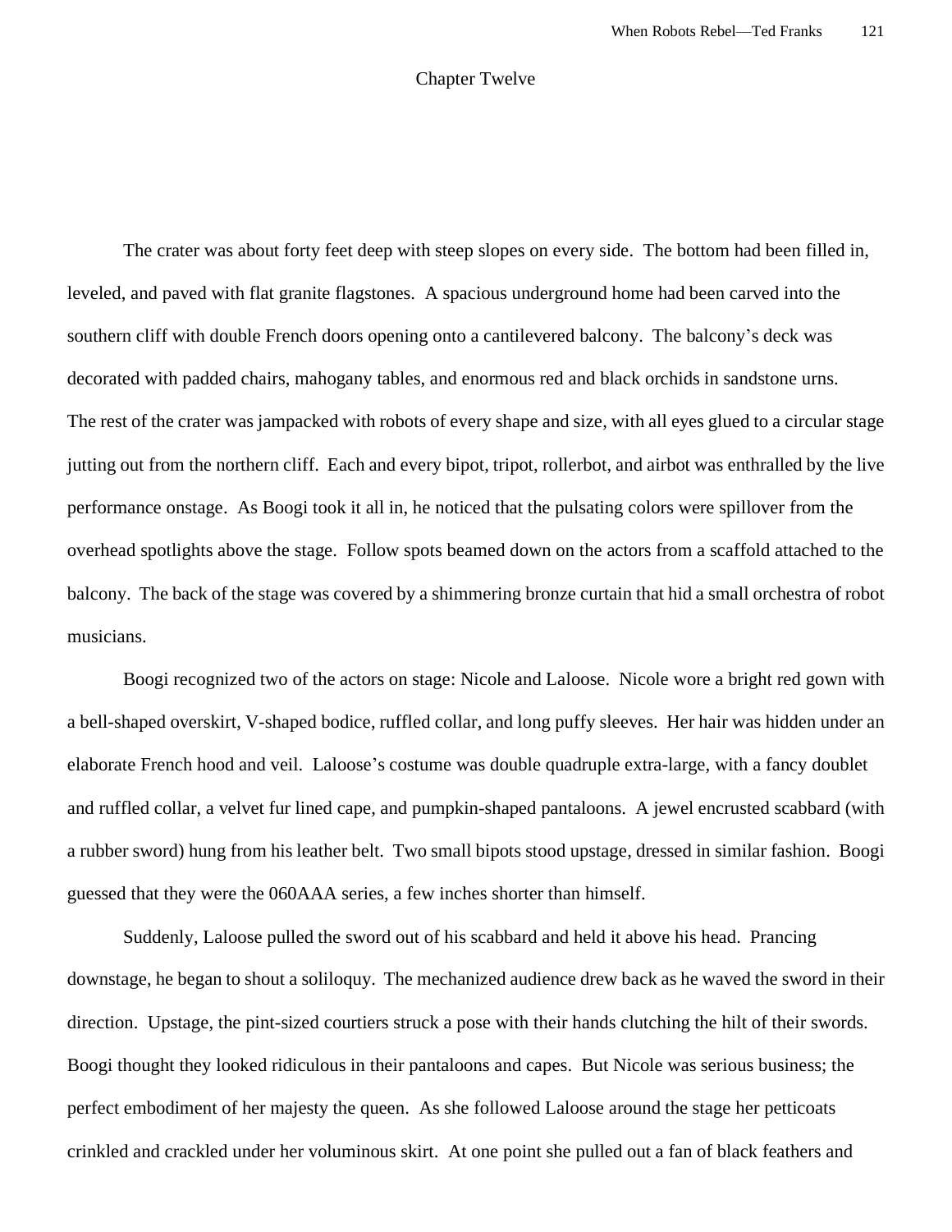# Chapter Twelve

The crater was about forty feet deep with steep slopes on every side. The bottom had been filled in, leveled, and paved with flat granite flagstones. A spacious underground home had been carved into the southern cliff with double French doors opening onto a cantilevered balcony. The balcony's deck was decorated with padded chairs, mahogany tables, and enormous red and black orchids in sandstone urns. The rest of the crater was jampacked with robots of every shape and size, with all eyes glued to a circular stage jutting out from the northern cliff. Each and every bipot, tripot, rollerbot, and airbot was enthralled by the live performance onstage. As Boogi took it all in, he noticed that the pulsating colors were spillover from the overhead spotlights above the stage. Follow spots beamed down on the actors from a scaffold attached to the balcony. The back of the stage was covered by a shimmering bronze curtain that hid a small orchestra of robot musicians.

Boogi recognized two of the actors on stage: Nicole and Laloose. Nicole wore a bright red gown with a bell-shaped overskirt, V-shaped bodice, ruffled collar, and long puffy sleeves. Her hair was hidden under an elaborate French hood and veil. Laloose's costume was double quadruple extra-large, with a fancy doublet and ruffled collar, a velvet fur lined cape, and pumpkin-shaped pantaloons. A jewel encrusted scabbard (with a rubber sword) hung from his leather belt. Two small bipots stood upstage, dressed in similar fashion. Boogi guessed that they were the 060AAA series, a few inches shorter than himself.

Suddenly, Laloose pulled the sword out of his scabbard and held it above his head. Prancing downstage, he began to shout a soliloquy. The mechanized audience drew back as he waved the sword in their direction. Upstage, the pint-sized courtiers struck a pose with their hands clutching the hilt of their swords. Boogi thought they looked ridiculous in their pantaloons and capes. But Nicole was serious business; the perfect embodiment of her majesty the queen. As she followed Laloose around the stage her petticoats crinkled and crackled under her voluminous skirt. At one point she pulled out a fan of black feathers and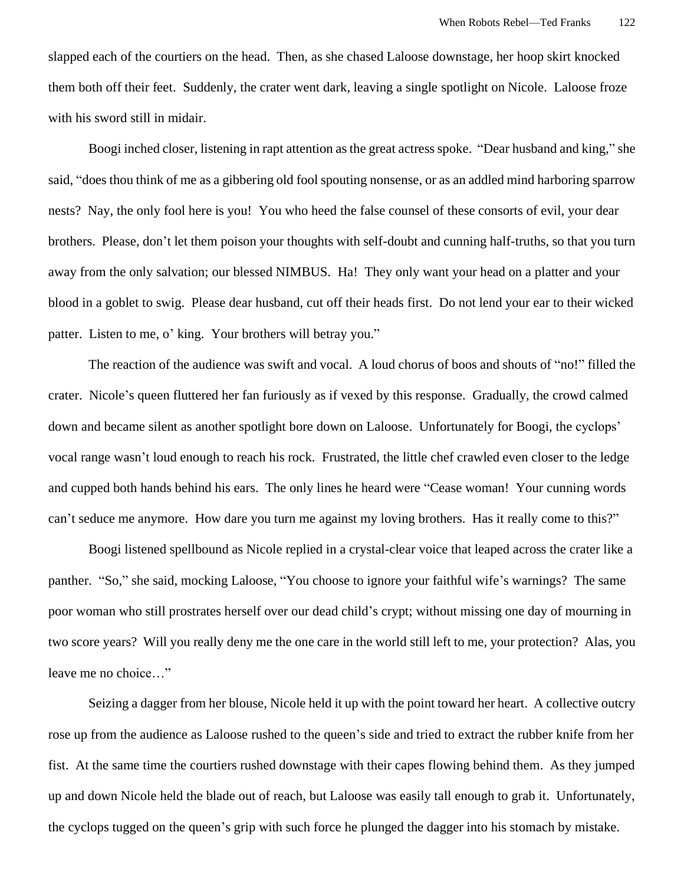slapped each of the courtiers on the head. Then, as she chased Laloose downstage, her hoop skirt knocked them both off their feet. Suddenly, the crater went dark, leaving a single spotlight on Nicole. Laloose froze with his sword still in midair.

Boogi inched closer, listening in rapt attention as the great actress spoke. "Dear husband and king," she said, "does thou think of me as a gibbering old fool spouting nonsense, or as an addled mind harboring sparrow nests? Nay, the only fool here is you! You who heed the false counsel of these consorts of evil, your dear brothers. Please, don't let them poison your thoughts with self-doubt and cunning half-truths, so that you turn away from the only salvation; our blessed NIMBUS. Ha! They only want your head on a platter and your blood in a goblet to swig. Please dear husband, cut off their heads first. Do not lend your ear to their wicked patter. Listen to me, o' king. Your brothers will betray you."

The reaction of the audience was swift and vocal. A loud chorus of boos and shouts of "no!" filled the crater. Nicole's queen fluttered her fan furiously as if vexed by this response. Gradually, the crowd calmed down and became silent as another spotlight bore down on Laloose. Unfortunately for Boogi, the cyclops' vocal range wasn't loud enough to reach his rock. Frustrated, the little chef crawled even closer to the ledge and cupped both hands behind his ears. The only lines he heard were "Cease woman! Your cunning words can't seduce me anymore. How dare you turn me against my loving brothers. Has it really come to this?"

Boogi listened spellbound as Nicole replied in a crystal-clear voice that leaped across the crater like a panther. "So," she said, mocking Laloose, "You choose to ignore your faithful wife's warnings? The same poor woman who still prostrates herself over our dead child's crypt; without missing one day of mourning in two score years? Will you really deny me the one care in the world still left to me, your protection? Alas, you leave me no choice…"

Seizing a dagger from her blouse, Nicole held it up with the point toward her heart. A collective outcry rose up from the audience as Laloose rushed to the queen's side and tried to extract the rubber knife from her fist. At the same time the courtiers rushed downstage with their capes flowing behind them. As they jumped up and down Nicole held the blade out of reach, but Laloose was easily tall enough to grab it. Unfortunately, the cyclops tugged on the queen's grip with such force he plunged the dagger into his stomach by mistake.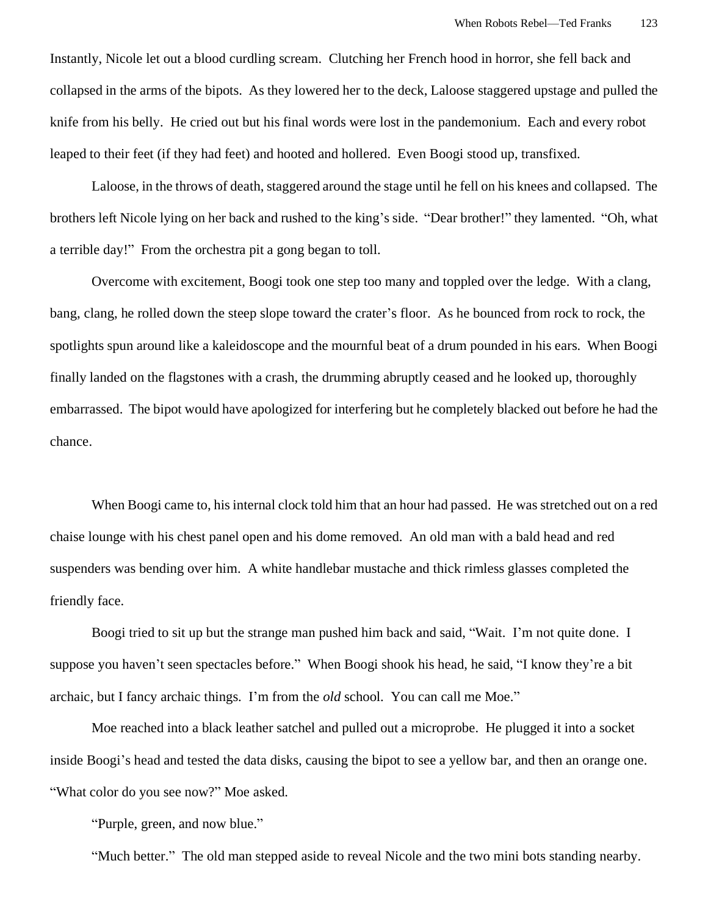Instantly, Nicole let out a blood curdling scream. Clutching her French hood in horror, she fell back and collapsed in the arms of the bipots. As they lowered her to the deck, Laloose staggered upstage and pulled the knife from his belly. He cried out but his final words were lost in the pandemonium. Each and every robot leaped to their feet (if they had feet) and hooted and hollered. Even Boogi stood up, transfixed.

Laloose, in the throws of death, staggered around the stage until he fell on his knees and collapsed. The brothers left Nicole lying on her back and rushed to the king's side. "Dear brother!" they lamented. "Oh, what a terrible day!" From the orchestra pit a gong began to toll.

Overcome with excitement, Boogi took one step too many and toppled over the ledge. With a clang, bang, clang, he rolled down the steep slope toward the crater's floor. As he bounced from rock to rock, the spotlights spun around like a kaleidoscope and the mournful beat of a drum pounded in his ears. When Boogi finally landed on the flagstones with a crash, the drumming abruptly ceased and he looked up, thoroughly embarrassed. The bipot would have apologized for interfering but he completely blacked out before he had the chance.

When Boogi came to, his internal clock told him that an hour had passed. He was stretched out on a red chaise lounge with his chest panel open and his dome removed. An old man with a bald head and red suspenders was bending over him. A white handlebar mustache and thick rimless glasses completed the friendly face.

Boogi tried to sit up but the strange man pushed him back and said, "Wait. I'm not quite done. I suppose you haven't seen spectacles before." When Boogi shook his head, he said, "I know they're a bit archaic, but I fancy archaic things. I'm from the *old* school. You can call me Moe."

Moe reached into a black leather satchel and pulled out a microprobe. He plugged it into a socket inside Boogi's head and tested the data disks, causing the bipot to see a yellow bar, and then an orange one. "What color do you see now?" Moe asked.

"Purple, green, and now blue."

"Much better." The old man stepped aside to reveal Nicole and the two mini bots standing nearby.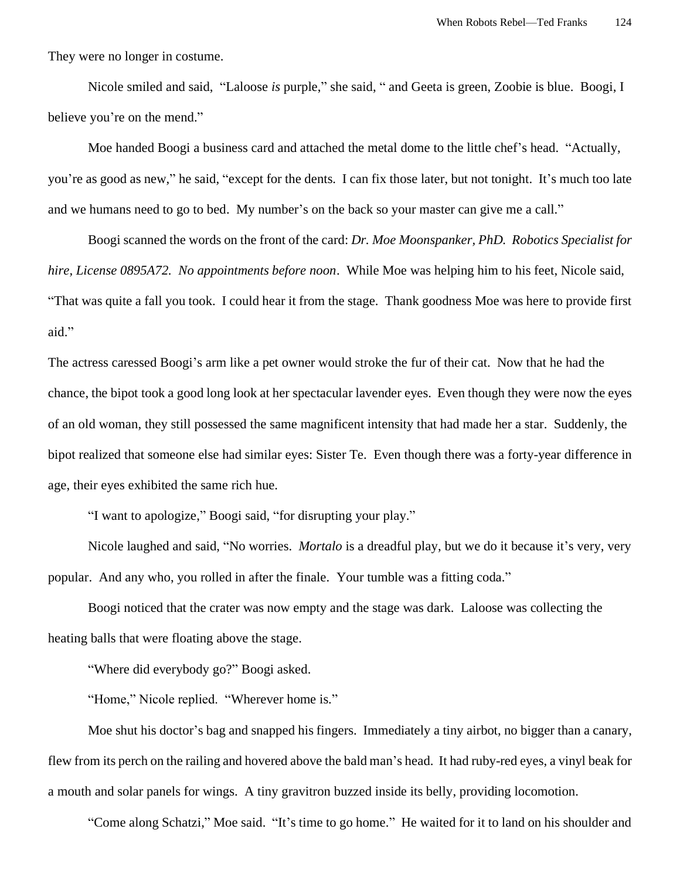They were no longer in costume.

Nicole smiled and said, "Laloose *is* purple," she said, " and Geeta is green, Zoobie is blue. Boogi, I believe you're on the mend."

Moe handed Boogi a business card and attached the metal dome to the little chef's head. "Actually, you're as good as new," he said, "except for the dents. I can fix those later, but not tonight. It's much too late and we humans need to go to bed. My number's on the back so your master can give me a call."

Boogi scanned the words on the front of the card: *Dr. Moe Moonspanker, PhD. Robotics Specialist for hire, License 0895A72. No appointments before noon*. While Moe was helping him to his feet, Nicole said, "That was quite a fall you took. I could hear it from the stage. Thank goodness Moe was here to provide first aid."

The actress caressed Boogi's arm like a pet owner would stroke the fur of their cat. Now that he had the chance, the bipot took a good long look at her spectacular lavender eyes. Even though they were now the eyes of an old woman, they still possessed the same magnificent intensity that had made her a star. Suddenly, the bipot realized that someone else had similar eyes: Sister Te. Even though there was a forty-year difference in age, their eyes exhibited the same rich hue.

"I want to apologize," Boogi said, "for disrupting your play."

Nicole laughed and said, "No worries. *Mortalo* is a dreadful play, but we do it because it's very, very popular. And any who, you rolled in after the finale. Your tumble was a fitting coda."

Boogi noticed that the crater was now empty and the stage was dark. Laloose was collecting the heating balls that were floating above the stage.

"Where did everybody go?" Boogi asked.

"Home," Nicole replied. "Wherever home is."

Moe shut his doctor's bag and snapped his fingers. Immediately a tiny airbot, no bigger than a canary, flew from its perch on the railing and hovered above the bald man's head. It had ruby-red eyes, a vinyl beak for a mouth and solar panels for wings. A tiny gravitron buzzed inside its belly, providing locomotion.

"Come along Schatzi," Moe said. "It's time to go home." He waited for it to land on his shoulder and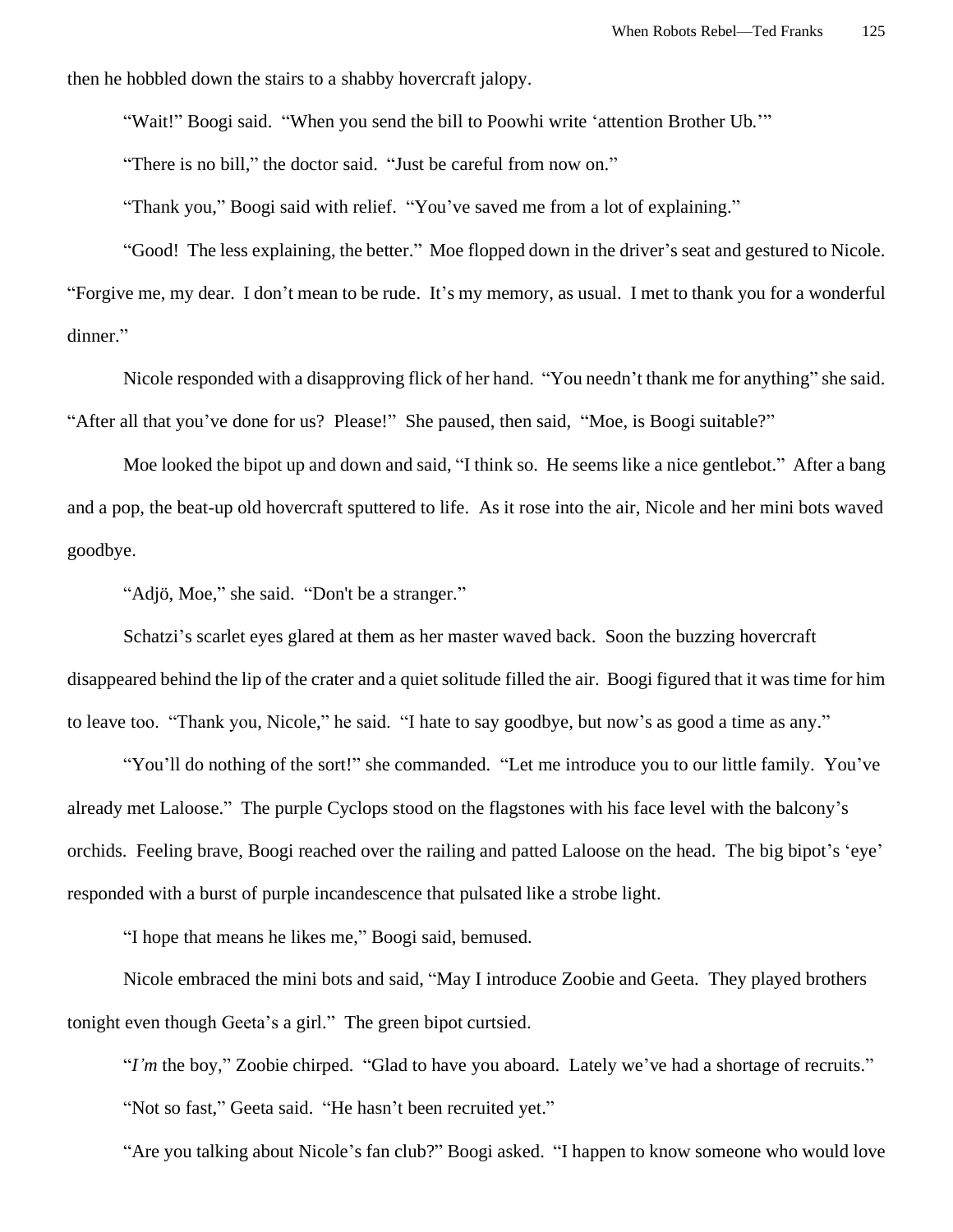then he hobbled down the stairs to a shabby hovercraft jalopy.

"Wait!" Boogi said. "When you send the bill to Poowhi write 'attention Brother Ub.'"

"There is no bill," the doctor said. "Just be careful from now on."

"Thank you," Boogi said with relief. "You've saved me from a lot of explaining."

"Good! The less explaining, the better." Moe flopped down in the driver's seat and gestured to Nicole. "Forgive me, my dear. I don't mean to be rude. It's my memory, as usual. I met to thank you for a wonderful dinner."

Nicole responded with a disapproving flick of her hand. "You needn't thank me for anything" she said. "After all that you've done for us? Please!" She paused, then said, "Moe, is Boogi suitable?"

Moe looked the bipot up and down and said, "I think so. He seems like a nice gentlebot." After a bang and a pop, the beat-up old hovercraft sputtered to life. As it rose into the air, Nicole and her mini bots waved goodbye.

"Adjö, Moe," she said. "Don't be a stranger."

Schatzi's scarlet eyes glared at them as her master waved back. Soon the buzzing hovercraft disappeared behind the lip of the crater and a quiet solitude filled the air. Boogi figured that it was time for him to leave too. "Thank you, Nicole," he said. "I hate to say goodbye, but now's as good a time as any."

"You'll do nothing of the sort!" she commanded. "Let me introduce you to our little family. You've already met Laloose." The purple Cyclops stood on the flagstones with his face level with the balcony's orchids. Feeling brave, Boogi reached over the railing and patted Laloose on the head. The big bipot's 'eye' responded with a burst of purple incandescence that pulsated like a strobe light.

"I hope that means he likes me," Boogi said, bemused.

Nicole embraced the mini bots and said, "May I introduce Zoobie and Geeta. They played brothers tonight even though Geeta's a girl." The green bipot curtsied.

"*I'm* the boy," Zoobie chirped. "Glad to have you aboard. Lately we've had a shortage of recruits."

"Not so fast," Geeta said. "He hasn't been recruited yet."

"Are you talking about Nicole's fan club?" Boogi asked. "I happen to know someone who would love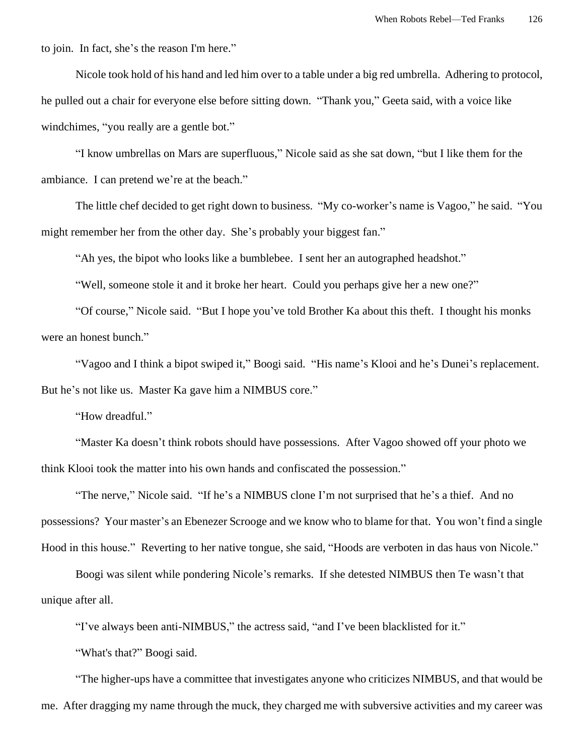to join. In fact, she's the reason I'm here."

Nicole took hold of his hand and led him over to a table under a big red umbrella. Adhering to protocol, he pulled out a chair for everyone else before sitting down. "Thank you," Geeta said, with a voice like windchimes, "you really are a gentle bot."

"I know umbrellas on Mars are superfluous," Nicole said as she sat down, "but I like them for the ambiance. I can pretend we're at the beach."

The little chef decided to get right down to business. "My co-worker's name is Vagoo," he said. "You might remember her from the other day. She's probably your biggest fan."

"Ah yes, the bipot who looks like a bumblebee. I sent her an autographed headshot."

"Well, someone stole it and it broke her heart. Could you perhaps give her a new one?"

"Of course," Nicole said. "But I hope you've told Brother Ka about this theft. I thought his monks were an honest bunch."

"Vagoo and I think a bipot swiped it," Boogi said. "His name's Klooi and he's Dunei's replacement. But he's not like us. Master Ka gave him a NIMBUS core."

"How dreadful."

"Master Ka doesn't think robots should have possessions. After Vagoo showed off your photo we think Klooi took the matter into his own hands and confiscated the possession."

"The nerve," Nicole said. "If he's a NIMBUS clone I'm not surprised that he's a thief. And no possessions? Your master's an Ebenezer Scrooge and we know who to blame for that. You won't find a single Hood in this house." Reverting to her native tongue, she said, "Hoods are verboten in das haus von Nicole."

Boogi was silent while pondering Nicole's remarks. If she detested NIMBUS then Te wasn't that unique after all.

"I've always been anti-NIMBUS," the actress said, "and I've been blacklisted for it."

"What's that?" Boogi said.

"The higher-ups have a committee that investigates anyone who criticizes NIMBUS, and that would be me. After dragging my name through the muck, they charged me with subversive activities and my career was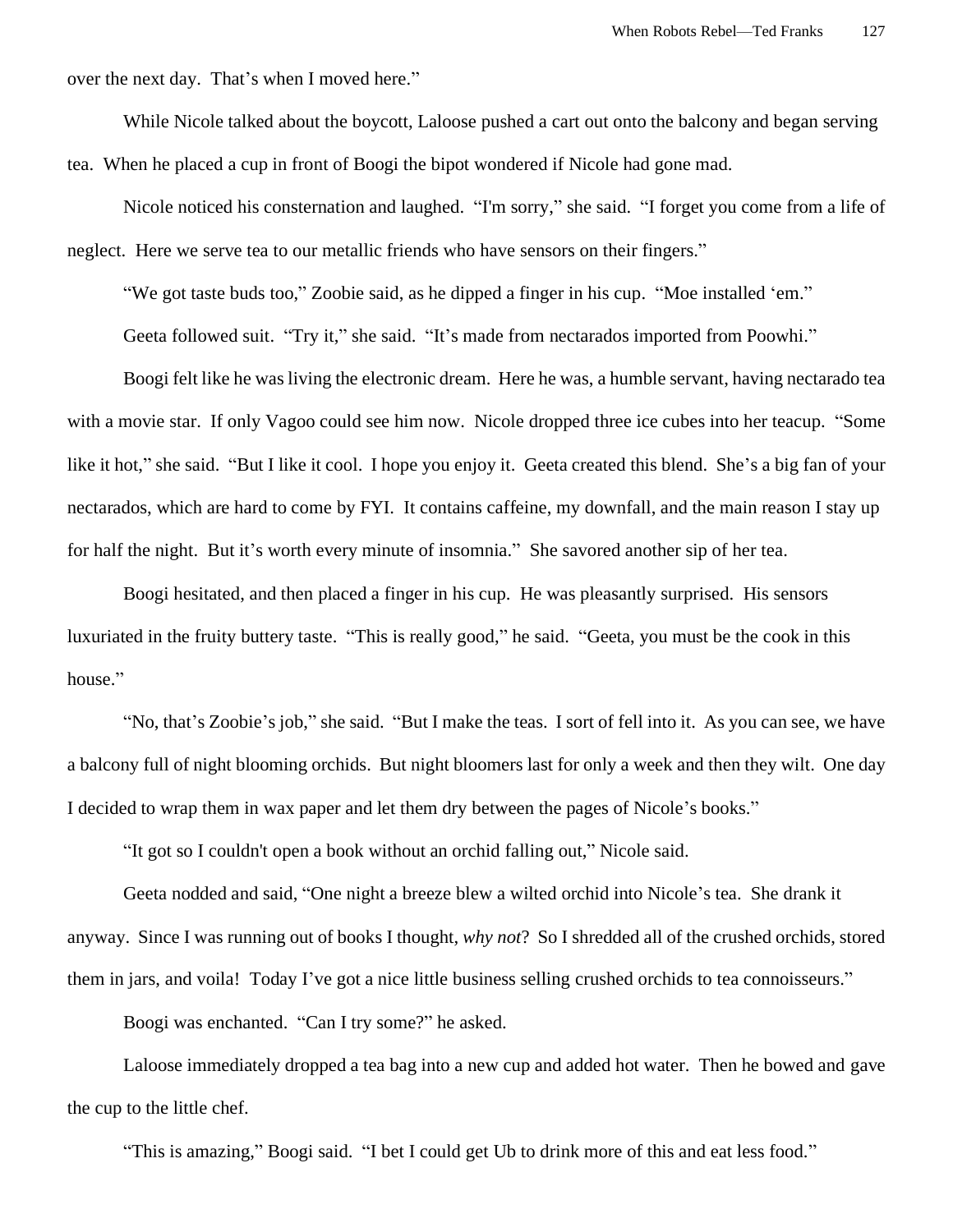over the next day. That's when I moved here."

While Nicole talked about the boycott, Laloose pushed a cart out onto the balcony and began serving tea. When he placed a cup in front of Boogi the bipot wondered if Nicole had gone mad.

Nicole noticed his consternation and laughed. "I'm sorry," she said. "I forget you come from a life of neglect. Here we serve tea to our metallic friends who have sensors on their fingers."

"We got taste buds too," Zoobie said, as he dipped a finger in his cup. "Moe installed 'em."

Geeta followed suit. "Try it," she said. "It's made from nectarados imported from Poowhi."

Boogi felt like he was living the electronic dream. Here he was, a humble servant, having nectarado tea with a movie star. If only Vagoo could see him now. Nicole dropped three ice cubes into her teacup. "Some like it hot," she said. "But I like it cool. I hope you enjoy it. Geeta created this blend. She's a big fan of your nectarados, which are hard to come by FYI. It contains caffeine, my downfall, and the main reason I stay up for half the night. But it's worth every minute of insomnia." She savored another sip of her tea.

Boogi hesitated, and then placed a finger in his cup. He was pleasantly surprised. His sensors luxuriated in the fruity buttery taste. "This is really good," he said. "Geeta, you must be the cook in this house."

"No, that's Zoobie's job," she said. "But I make the teas. I sort of fell into it. As you can see, we have a balcony full of night blooming orchids. But night bloomers last for only a week and then they wilt. One day I decided to wrap them in wax paper and let them dry between the pages of Nicole's books."

"It got so I couldn't open a book without an orchid falling out," Nicole said.

Geeta nodded and said, "One night a breeze blew a wilted orchid into Nicole's tea. She drank it anyway. Since I was running out of books I thought, *why not*? So I shredded all of the crushed orchids, stored them in jars, and voila! Today I've got a nice little business selling crushed orchids to tea connoisseurs."

Boogi was enchanted. "Can I try some?" he asked.

Laloose immediately dropped a tea bag into a new cup and added hot water. Then he bowed and gave the cup to the little chef.

"This is amazing," Boogi said. "I bet I could get Ub to drink more of this and eat less food."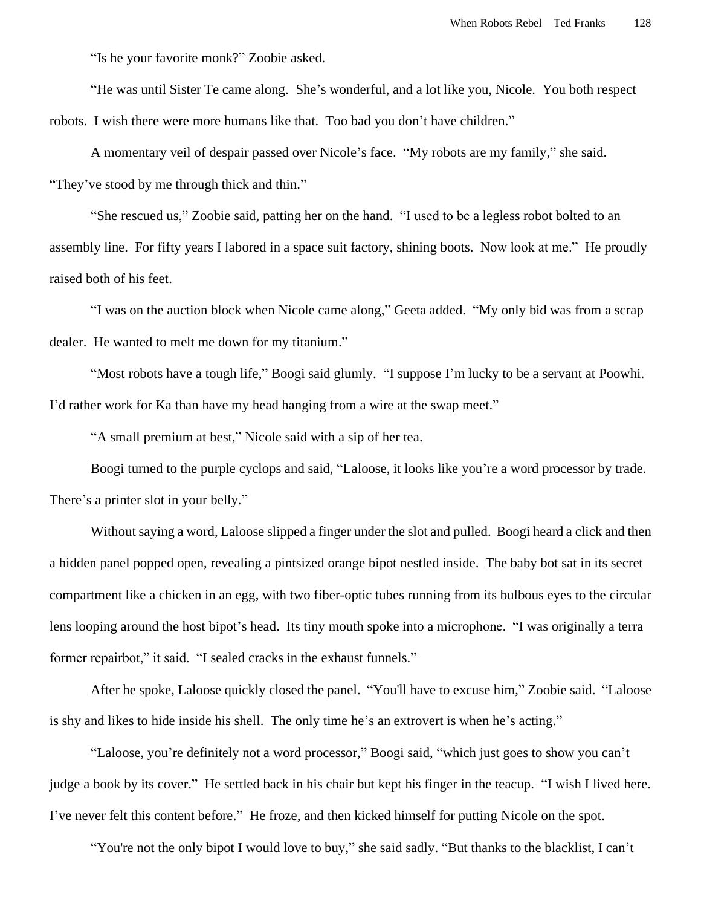"Is he your favorite monk?" Zoobie asked.

"He was until Sister Te came along. She's wonderful, and a lot like you, Nicole. You both respect robots. I wish there were more humans like that. Too bad you don't have children."

A momentary veil of despair passed over Nicole's face. "My robots are my family," she said. "They've stood by me through thick and thin."

"She rescued us," Zoobie said, patting her on the hand. "I used to be a legless robot bolted to an assembly line. For fifty years I labored in a space suit factory, shining boots. Now look at me." He proudly raised both of his feet.

"I was on the auction block when Nicole came along," Geeta added. "My only bid was from a scrap dealer. He wanted to melt me down for my titanium."

"Most robots have a tough life," Boogi said glumly. "I suppose I'm lucky to be a servant at Poowhi. I'd rather work for Ka than have my head hanging from a wire at the swap meet."

"A small premium at best," Nicole said with a sip of her tea.

Boogi turned to the purple cyclops and said, "Laloose, it looks like you're a word processor by trade. There's a printer slot in your belly."

Without saying a word, Laloose slipped a finger under the slot and pulled. Boogi heard a click and then a hidden panel popped open, revealing a pintsized orange bipot nestled inside. The baby bot sat in its secret compartment like a chicken in an egg, with two fiber-optic tubes running from its bulbous eyes to the circular lens looping around the host bipot's head. Its tiny mouth spoke into a microphone. "I was originally a terra former repairbot," it said. "I sealed cracks in the exhaust funnels."

After he spoke, Laloose quickly closed the panel. "You'll have to excuse him," Zoobie said. "Laloose is shy and likes to hide inside his shell. The only time he's an extrovert is when he's acting."

"Laloose, you're definitely not a word processor," Boogi said, "which just goes to show you can't judge a book by its cover." He settled back in his chair but kept his finger in the teacup. "I wish I lived here. I've never felt this content before." He froze, and then kicked himself for putting Nicole on the spot.

"You're not the only bipot I would love to buy," she said sadly. "But thanks to the blacklist, I can't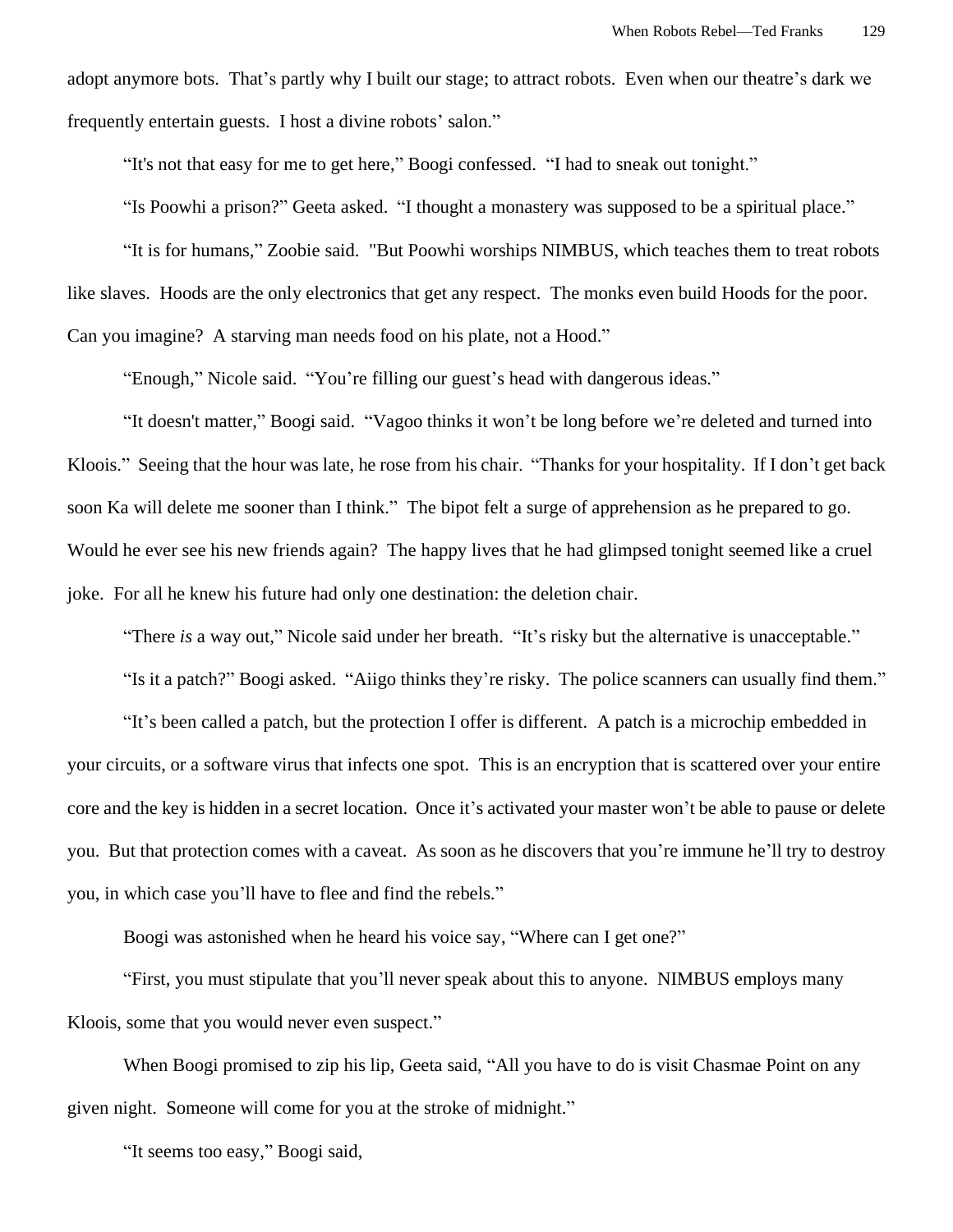adopt anymore bots. That's partly why I built our stage; to attract robots. Even when our theatre's dark we frequently entertain guests. I host a divine robots' salon."

"It's not that easy for me to get here," Boogi confessed. "I had to sneak out tonight."

"Is Poowhi a prison?" Geeta asked. "I thought a monastery was supposed to be a spiritual place."

"It is for humans," Zoobie said. "But Poowhi worships NIMBUS, which teaches them to treat robots like slaves. Hoods are the only electronics that get any respect. The monks even build Hoods for the poor. Can you imagine? A starving man needs food on his plate, not a Hood."

"Enough," Nicole said. "You're filling our guest's head with dangerous ideas."

"It doesn't matter," Boogi said. "Vagoo thinks it won't be long before we're deleted and turned into Kloois." Seeing that the hour was late, he rose from his chair. "Thanks for your hospitality. If I don't get back soon Ka will delete me sooner than I think." The bipot felt a surge of apprehension as he prepared to go. Would he ever see his new friends again? The happy lives that he had glimpsed tonight seemed like a cruel joke. For all he knew his future had only one destination: the deletion chair.

"There *is* a way out," Nicole said under her breath. "It's risky but the alternative is unacceptable."

"Is it a patch?" Boogi asked. "Aiigo thinks they're risky. The police scanners can usually find them."

"It's been called a patch, but the protection I offer is different. A patch is a microchip embedded in your circuits, or a software virus that infects one spot. This is an encryption that is scattered over your entire core and the key is hidden in a secret location. Once it's activated your master won't be able to pause or delete you. But that protection comes with a caveat. As soon as he discovers that you're immune he'll try to destroy you, in which case you'll have to flee and find the rebels."

Boogi was astonished when he heard his voice say, "Where can I get one?"

"First, you must stipulate that you'll never speak about this to anyone. NIMBUS employs many Kloois, some that you would never even suspect."

When Boogi promised to zip his lip, Geeta said, "All you have to do is visit Chasmae Point on any given night. Someone will come for you at the stroke of midnight."

"It seems too easy," Boogi said,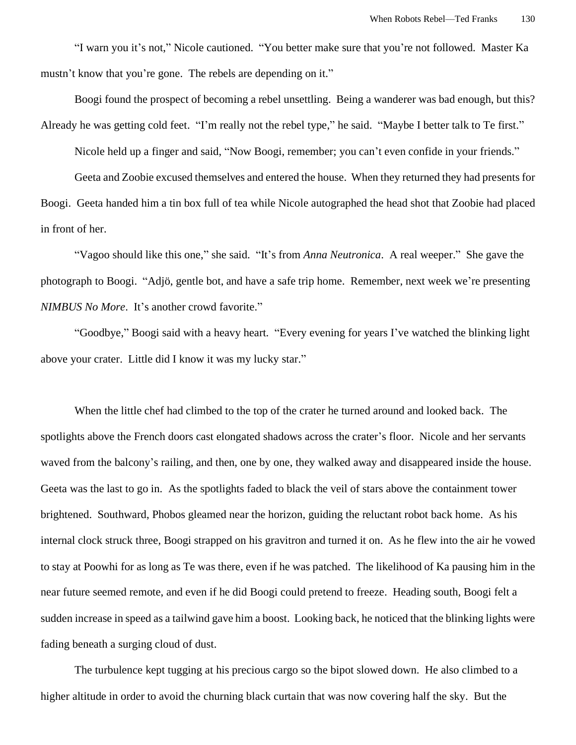"I warn you it's not," Nicole cautioned. "You better make sure that you're not followed. Master Ka mustn't know that you're gone. The rebels are depending on it."

Boogi found the prospect of becoming a rebel unsettling. Being a wanderer was bad enough, but this? Already he was getting cold feet. "I'm really not the rebel type," he said. "Maybe I better talk to Te first."

Nicole held up a finger and said, "Now Boogi, remember; you can't even confide in your friends."

Geeta and Zoobie excused themselves and entered the house. When they returned they had presents for Boogi. Geeta handed him a tin box full of tea while Nicole autographed the head shot that Zoobie had placed in front of her.

"Vagoo should like this one," she said. "It's from *Anna Neutronica*. A real weeper." She gave the photograph to Boogi. "Adjö, gentle bot, and have a safe trip home. Remember, next week we're presenting *NIMBUS No More*. It's another crowd favorite."

"Goodbye," Boogi said with a heavy heart. "Every evening for years I've watched the blinking light above your crater. Little did I know it was my lucky star."

When the little chef had climbed to the top of the crater he turned around and looked back. The spotlights above the French doors cast elongated shadows across the crater's floor. Nicole and her servants waved from the balcony's railing, and then, one by one, they walked away and disappeared inside the house. Geeta was the last to go in. As the spotlights faded to black the veil of stars above the containment tower brightened. Southward, Phobos gleamed near the horizon, guiding the reluctant robot back home. As his internal clock struck three, Boogi strapped on his gravitron and turned it on. As he flew into the air he vowed to stay at Poowhi for as long as Te was there, even if he was patched. The likelihood of Ka pausing him in the near future seemed remote, and even if he did Boogi could pretend to freeze. Heading south, Boogi felt a sudden increase in speed as a tailwind gave him a boost. Looking back, he noticed that the blinking lights were fading beneath a surging cloud of dust.

The turbulence kept tugging at his precious cargo so the bipot slowed down. He also climbed to a higher altitude in order to avoid the churning black curtain that was now covering half the sky. But the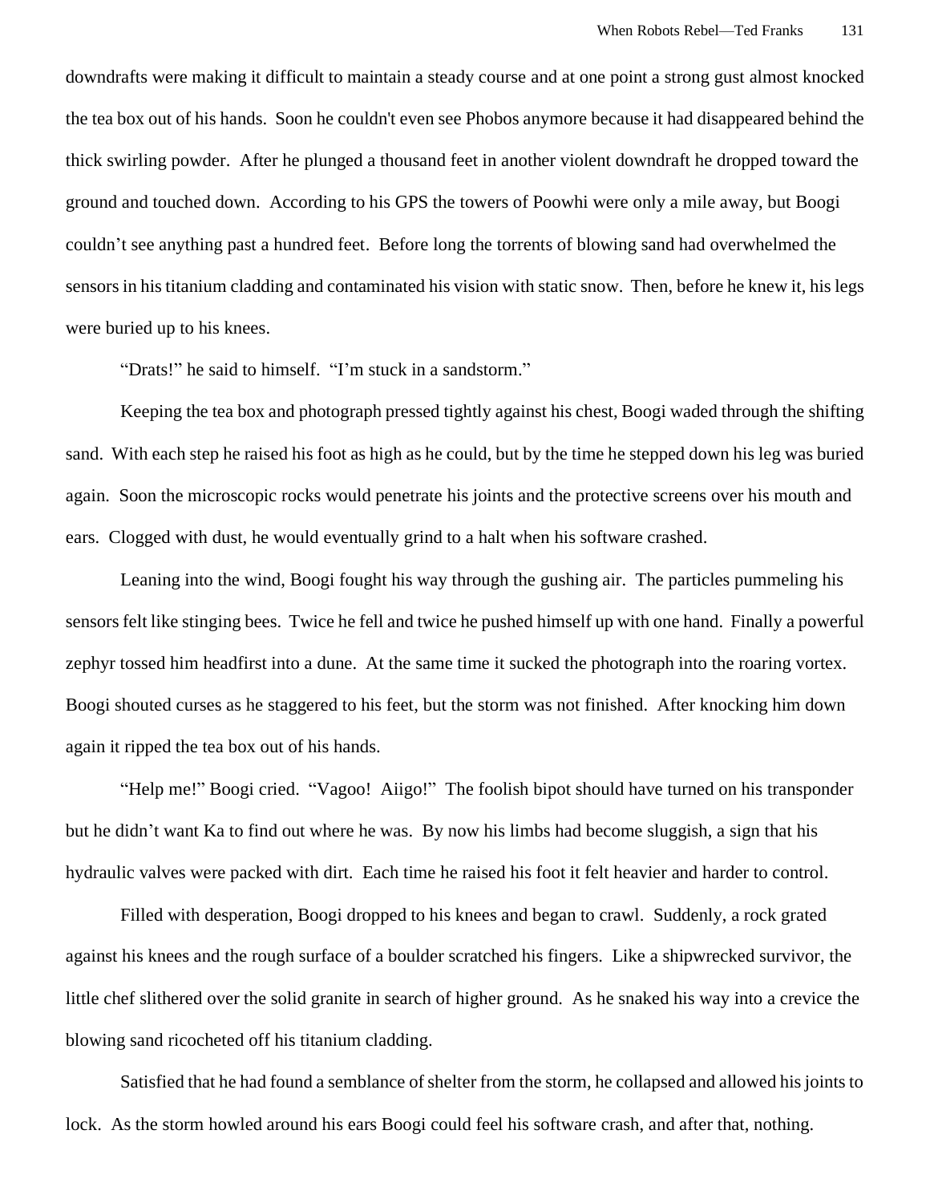downdrafts were making it difficult to maintain a steady course and at one point a strong gust almost knocked the tea box out of his hands. Soon he couldn't even see Phobos anymore because it had disappeared behind the thick swirling powder. After he plunged a thousand feet in another violent downdraft he dropped toward the ground and touched down. According to his GPS the towers of Poowhi were only a mile away, but Boogi couldn’t see anything past a hundred feet. Before long the torrents of blowing sand had overwhelmed the sensors in his titanium cladding and contaminated his vision with static snow. Then, before he knew it, his legs were buried up to his knees.

“Drats!” he said to himself. “I’m stuck in a sandstorm.”

Keeping the tea box and photograph pressed tightly against his chest, Boogi waded through the shifting sand. With each step he raised his foot as high as he could, but by the time he stepped down his leg was buried again. Soon the microscopic rocks would penetrate his joints and the protective screens over his mouth and ears. Clogged with dust, he would eventually grind to a halt when his software crashed.

Leaning into the wind, Boogi fought his way through the gushing air. The particles pummeling his sensors felt like stinging bees. Twice he fell and twice he pushed himself up with one hand. Finally a powerful zephyr tossed him headfirst into a dune. At the same time it sucked the photograph into the roaring vortex. Boogi shouted curses as he staggered to his feet, but the storm was not finished. After knocking him down again it ripped the tea box out of his hands.

“Help me!” Boogi cried. “Vagoo! Aiigo!” The foolish bipot should have turned on his transponder but he didn’t want Ka to find out where he was. By now his limbs had become sluggish, a sign that his hydraulic valves were packed with dirt. Each time he raised his foot it felt heavier and harder to control.

Filled with desperation, Boogi dropped to his knees and began to crawl. Suddenly, a rock grated against his knees and the rough surface of a boulder scratched his fingers. Like a shipwrecked survivor, the little chef slithered over the solid granite in search of higher ground. As he snaked his way into a crevice the blowing sand ricocheted off his titanium cladding.

Satisfied that he had found a semblance of shelter from the storm, he collapsed and allowed his joints to lock. As the storm howled around his ears Boogi could feel his software crash, and after that, nothing.